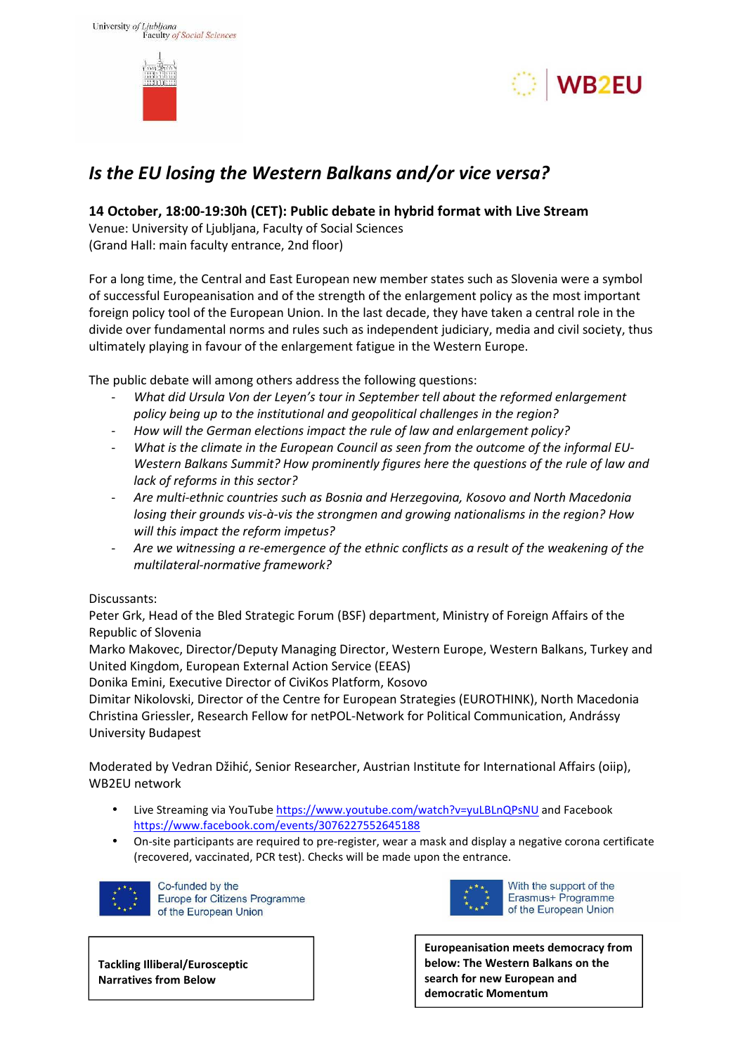University of Ljubljana
Faculty of Social Sciences

WB2EU

# *Is the EU losing the Western Balkans and/or vice versa?*

**14 October, 18:00-19:30h (CET): Public debate in hybrid format with Live Stream**
Venue: University of Ljubljana, Faculty of Social Sciences
(Grand Hall: main faculty entrance, 2nd floor)

For a long time, the Central and East European new member states such as Slovenia were a symbol of successful Europeanisation and of the strength of the enlargement policy as the most important foreign policy tool of the European Union. In the last decade, they have taken a central role in the divide over fundamental norms and rules such as independent judiciary, media and civil society, thus ultimately playing in favour of the enlargement fatigue in the Western Europe.

The public debate will among others address the following questions:

- *What did Ursula Von der Leyen's tour in September tell about the reformed enlargement policy being up to the institutional and geopolitical challenges in the region?*
- *How will the German elections impact the rule of law and enlargement policy?*
- *What is the climate in the European Council as seen from the outcome of the informal EU-Western Balkans Summit? How prominently figures here the questions of the rule of law and lack of reforms in this sector?*
- *Are multi-ethnic countries such as Bosnia and Herzegovina, Kosovo and North Macedonia losing their grounds vis-à-vis the strongmen and growing nationalisms in the region? How will this impact the reform impetus?*
- *Are we witnessing a re-emergence of the ethnic conflicts as a result of the weakening of the multilateral-normative framework?*

Discussants:
Peter Grk, Head of the Bled Strategic Forum (BSF) department, Ministry of Foreign Affairs of the Republic of Slovenia
Marko Makovec, Director/Deputy Managing Director, Western Europe, Western Balkans, Turkey and United Kingdom, European External Action Service (EEAS)
Donika Emini, Executive Director of CiviKos Platform, Kosovo
Dimitar Nikolovski, Director of the Centre for European Strategies (EUROTHINK), North Macedonia
Christina Griessler, Research Fellow for netPOL-Network for Political Communication, Andrássy University Budapest

Moderated by Vedran Džihić, Senior Researcher, Austrian Institute for International Affairs (oiip), WB2EU network

- Live Streaming via YouTube https://www.youtube.com/watch?v=yuLBLnQPsNU and Facebook https://www.facebook.com/events/3076227552645188
- On-site participants are required to pre-register, wear a mask and display a negative corona certificate (recovered, vaccinated, PCR test). Checks will be made upon the entrance.

Co-funded by the Europe for Citizens Programme of the European Union

With the support of the Erasmus+ Programme of the European Union

**Tackling Illiberal/Eurosceptic Narratives from Below**

**Europeanisation meets democracy from below: The Western Balkans on the search for new European and democratic Momentum**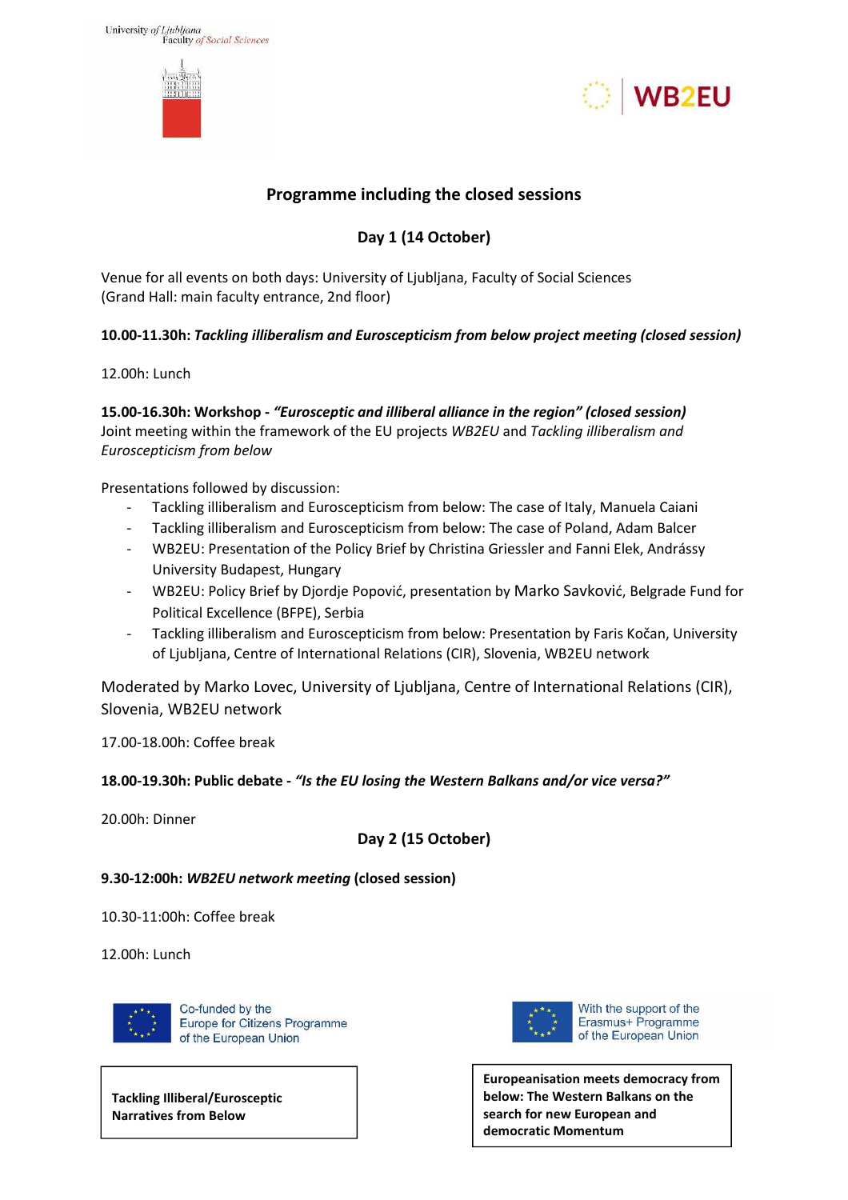University of Ljubljana
Faculty of Social Sciences

WB2EU

## Programme including the closed sessions

### Day 1 (14 October)

Venue for all events on both days: University of Ljubljana, Faculty of Social Sciences (Grand Hall: main faculty entrance, 2nd floor)

**10.00-11.30h: *Tackling illiberalism and Euroscepticism from below project meeting (closed session)***

12.00h: Lunch

**15.00-16.30h: Workshop - *"Eurosceptic and illiberal alliance in the region" (closed session)***
Joint meeting within the framework of the EU projects *WB2EU* and *Tackling illiberalism and Euroscepticism from below*

Presentations followed by discussion:

- Tackling illiberalism and Euroscepticism from below: The case of Italy, Manuela Caiani
- Tackling illiberalism and Euroscepticism from below: The case of Poland, Adam Balcer
- WB2EU: Presentation of the Policy Brief by Christina Griessler and Fanni Elek, Andrássy University Budapest, Hungary
- WB2EU: Policy Brief by Djordje Popović, presentation by Marko Savković, Belgrade Fund for Political Excellence (BFPE), Serbia
- Tackling illiberalism and Euroscepticism from below: Presentation by Faris Kočan, University of Ljubljana, Centre of International Relations (CIR), Slovenia, WB2EU network

Moderated by Marko Lovec, University of Ljubljana, Centre of International Relations (CIR), Slovenia, WB2EU network

17.00-18.00h: Coffee break

**18.00-19.30h: Public debate - *"Is the EU losing the Western Balkans and/or vice versa?"***

20.00h: Dinner

### Day 2 (15 October)

**9.30-12:00h: *WB2EU network meeting* (closed session)**

10.30-11:00h: Coffee break

12.00h: Lunch

Co-funded by the Europe for Citizens Programme of the European Union

**Tackling Illiberal/Eurosceptic Narratives from Below**

With the support of the Erasmus+ Programme of the European Union

**Europeanisation meets democracy from below: The Western Balkans on the search for new European and democratic Momentum**